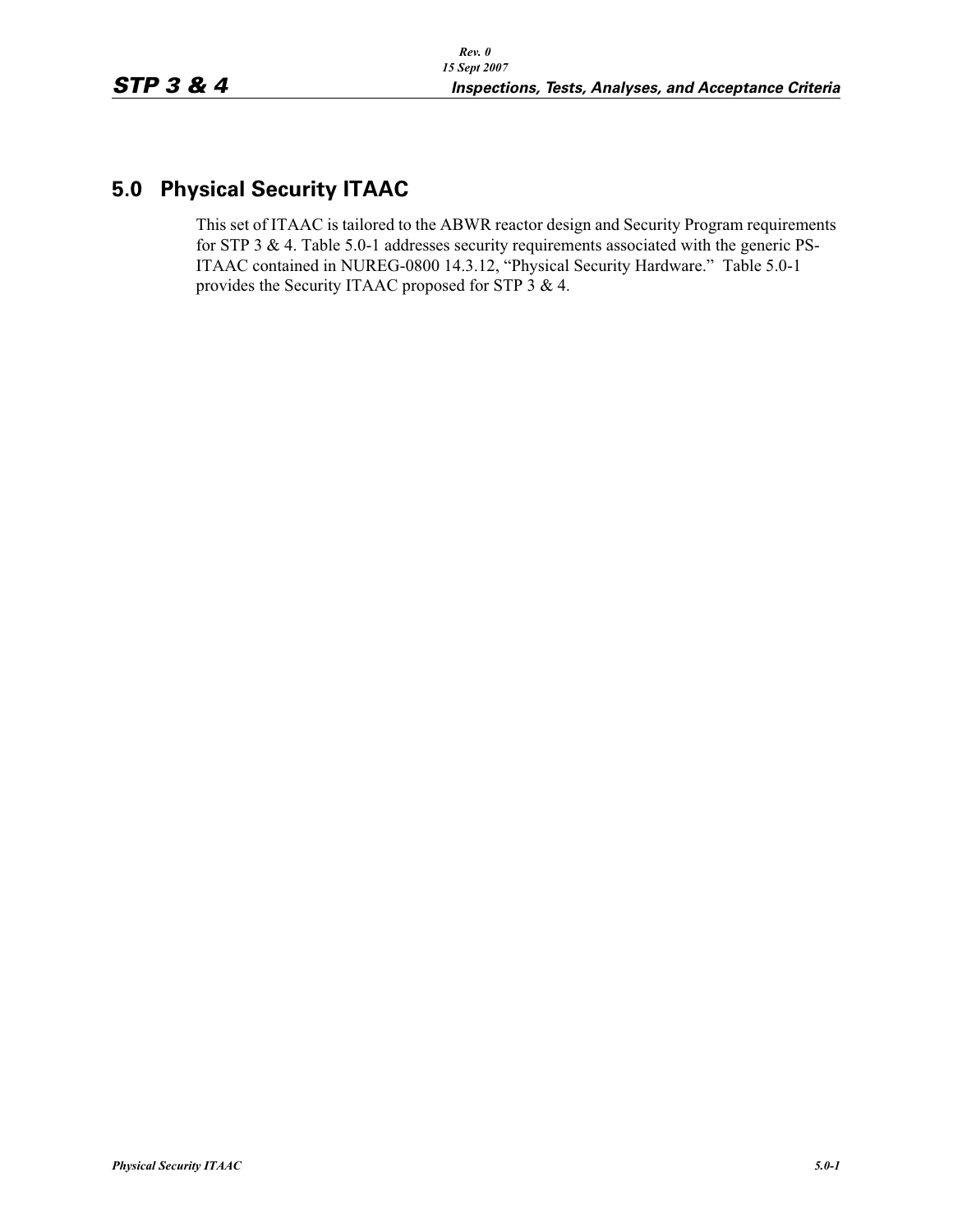## 5.0 Physical Security ITAAC

This set of ITAAC is tailored to the ABWR reactor design and Security Program requirements for STP 3 & 4. Table 5.0-1 addresses security requirements associated with the generic PS-ITAAC contained in NUREG-0800 14.3.12, "Physical Security Hardware." Table 5.0-1 provides the Security ITAAC proposed for STP 3 & 4.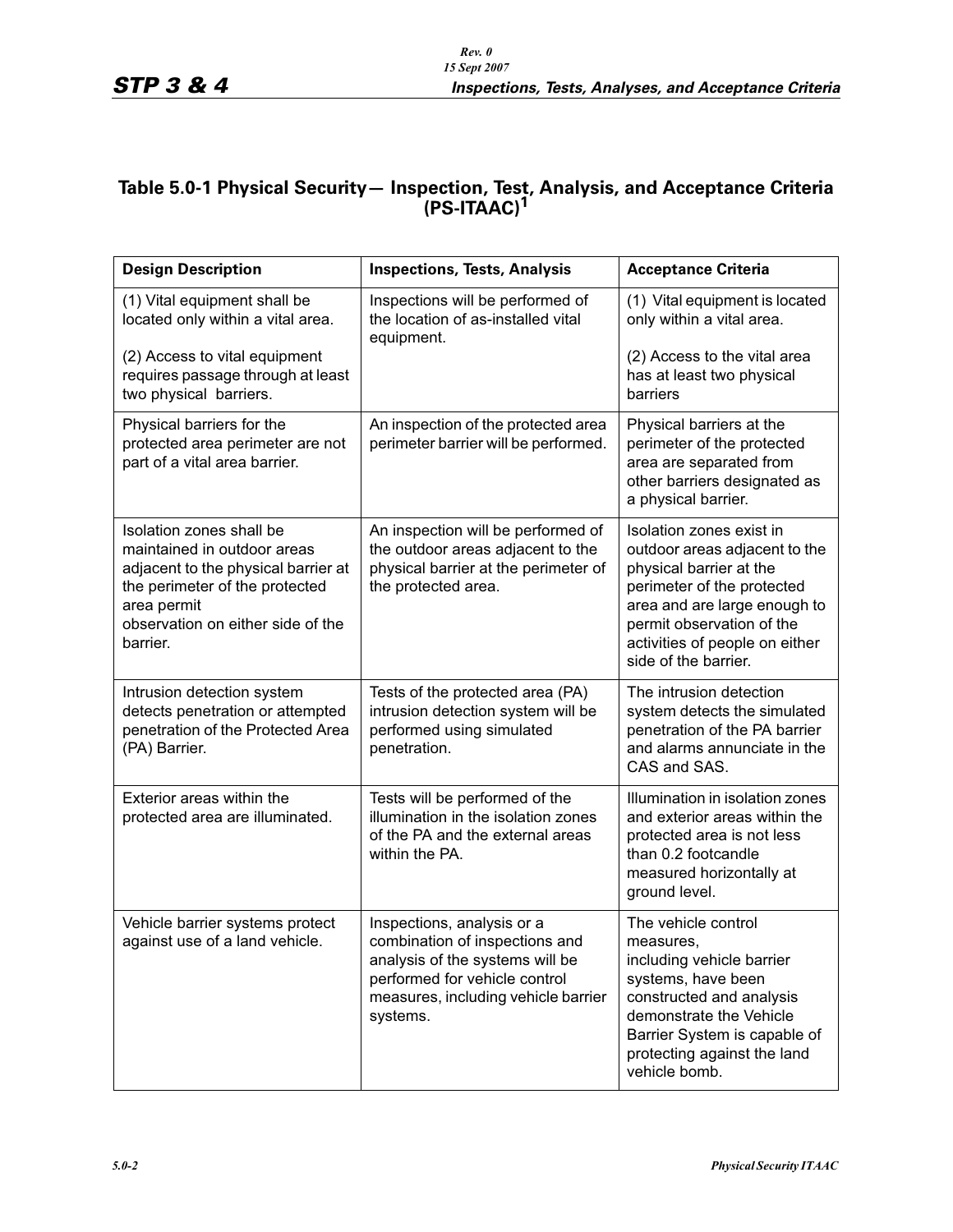## Table 5.0-1 Physical Security— Inspection, Test, Analysis, and Acceptance Criteria (PS-ITAAC)[1]

| Design Description | Inspections, Tests, Analysis | Acceptance Criteria |
|---|---|---|
| (1) Vital equipment shall be located only within a vital area.<br><br>(2) Access to vital equipment requires passage through at least two physical barriers. | Inspections will be performed of the location of as-installed vital equipment. | (1) Vital equipment is located only within a vital area.<br><br>(2) Access to the vital area has at least two physical barriers |
| Physical barriers for the protected area perimeter are not part of a vital area barrier. | An inspection of the protected area perimeter barrier will be performed. | Physical barriers at the perimeter of the protected area are separated from other barriers designated as a physical barrier. |
| Isolation zones shall be maintained in outdoor areas adjacent to the physical barrier at the perimeter of the protected area permit observation on either side of the barrier. | An inspection will be performed of the outdoor areas adjacent to the physical barrier at the perimeter of the protected area. | Isolation zones exist in outdoor areas adjacent to the physical barrier at the perimeter of the protected area and are large enough to permit observation of the activities of people on either side of the barrier. |
| Intrusion detection system detects penetration or attempted penetration of the Protected Area (PA) Barrier. | Tests of the protected area (PA) intrusion detection system will be performed using simulated penetration. | The intrusion detection system detects the simulated penetration of the PA barrier and alarms annunciate in the CAS and SAS. |
| Exterior areas within the protected area are illuminated. | Tests will be performed of the illumination in the isolation zones of the PA and the external areas within the PA. | Illumination in isolation zones and exterior areas within the protected area is not less than 0.2 footcandle measured horizontally at ground level. |
| Vehicle barrier systems protect against use of a land vehicle. | Inspections, analysis or a combination of inspections and analysis of the systems will be performed for vehicle control measures, including vehicle barrier systems. | The vehicle control measures, including vehicle barrier systems, have been constructed and analysis demonstrate the Vehicle Barrier System is capable of protecting against the land vehicle bomb. |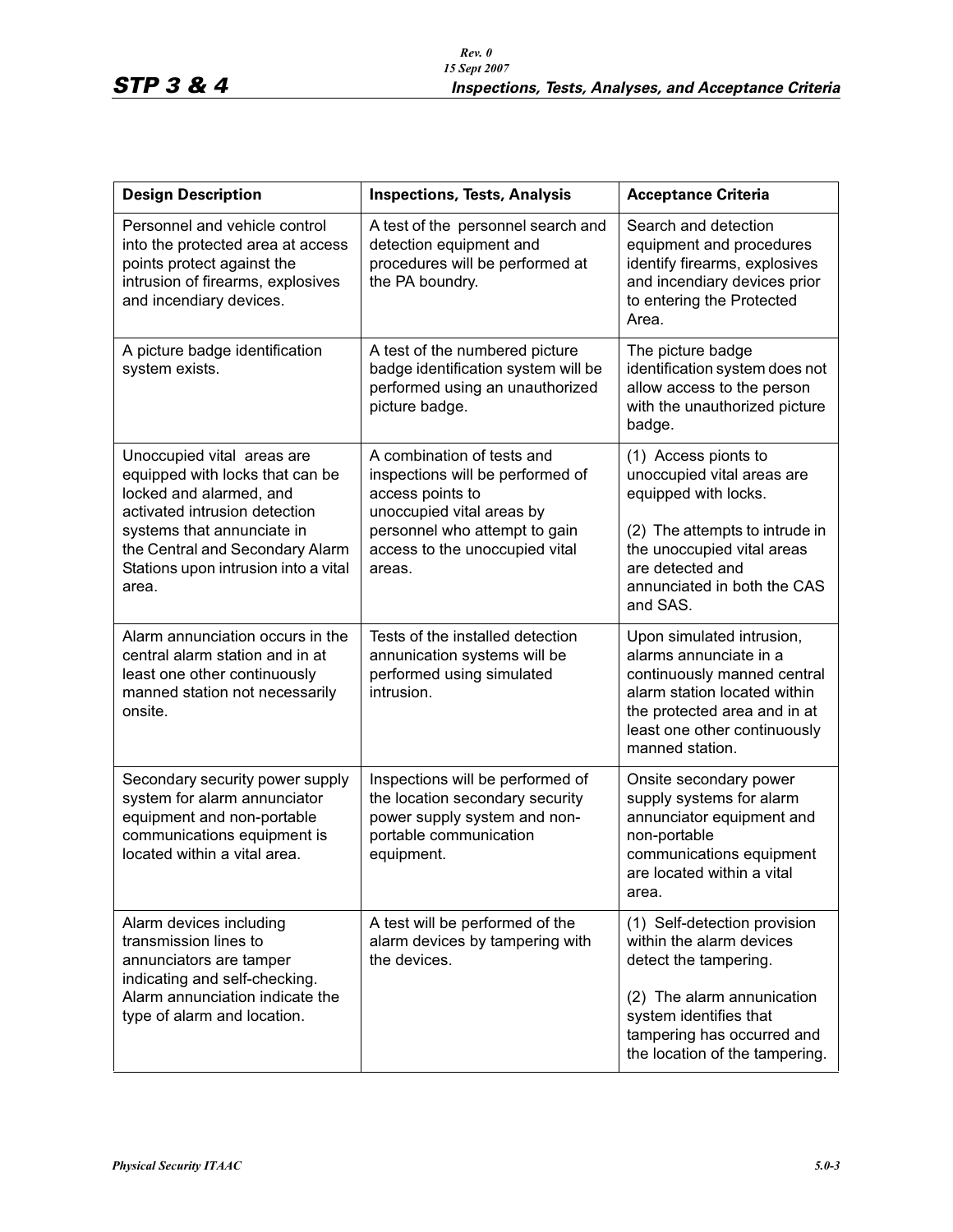| Design Description | Inspections, Tests, Analysis | Acceptance Criteria |
| --- | --- | --- |
| Personnel and vehicle control into the protected area at access points protect against the intrusion of firearms, explosives and incendiary devices. | A test of the personnel search and detection equipment and procedures will be performed at the PA boundry. | Search and detection equipment and procedures identify firearms, explosives and incendiary devices prior to entering the Protected Area. |
| A picture badge identification system exists. | A test of the numbered picture badge identification system will be performed using an unauthorized picture badge. | The picture badge identification system does not allow access to the person with the unauthorized picture badge. |
| Unoccupied vital areas are equipped with locks that can be locked and alarmed, and activated intrusion detection systems that annunciate in the Central and Secondary Alarm Stations upon intrusion into a vital area. | A combination of tests and inspections will be performed of access points to unoccupied vital areas by personnel who attempt to gain access to the unoccupied vital areas. | (1) Access pionts to unoccupied vital areas are equipped with locks.<br><br>(2) The attempts to intrude in the unoccupied vital areas are detected and annunciated in both the CAS and SAS. |
| Alarm annunciation occurs in the central alarm station and in at least one other continuously manned station not necessarily onsite. | Tests of the installed detection annunication systems will be performed using simulated intrusion. | Upon simulated intrusion, alarms annunciate in a continuously manned central alarm station located within the protected area and in at least one other continuously manned station. |
| Secondary security power supply system for alarm annunciator equipment and non-portable communications equipment is located within a vital area. | Inspections will be performed of the location secondary security power supply system and non-portable communication equipment. | Onsite secondary power supply systems for alarm annunciator equipment and non-portable communications equipment are located within a vital area. |
| Alarm devices including transmission lines to annunciators are tamper indicating and self-checking. Alarm annunciation indicate the type of alarm and location. | A test will be performed of the alarm devices by tampering with the devices. | (1) Self-detection provision within the alarm devices detect the tampering.<br><br>(2) The alarm annunication system identifies that tampering has occurred and the location of the tampering. |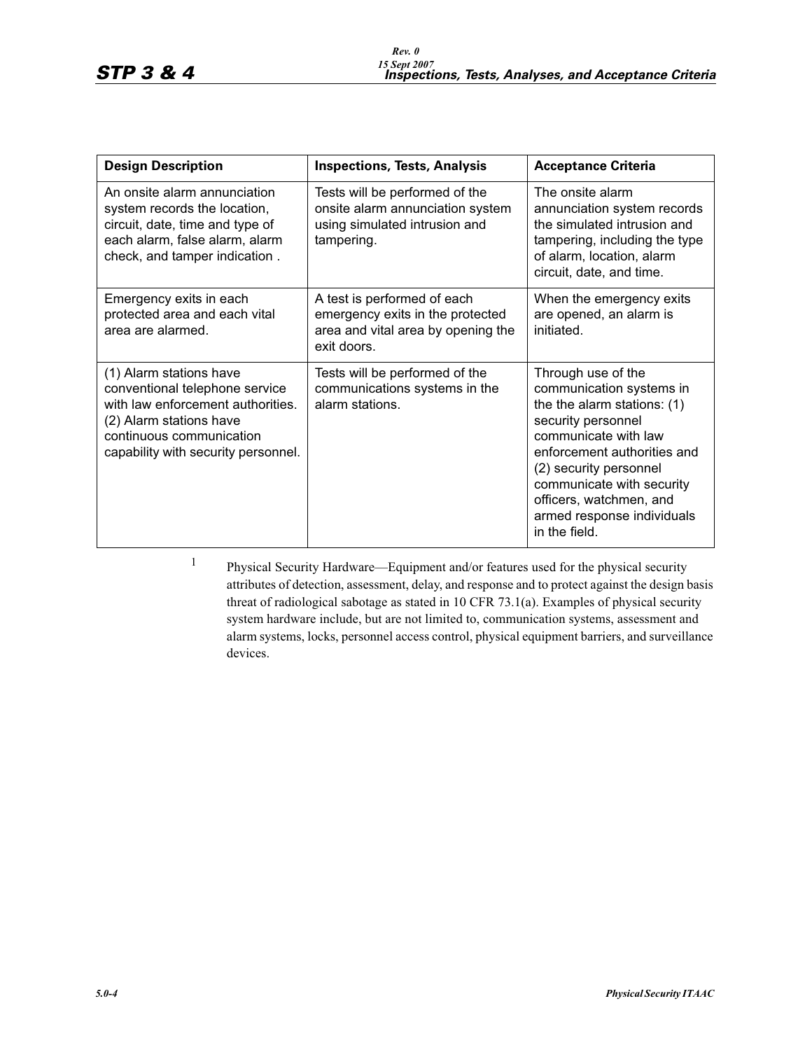| Design Description | Inspections, Tests, Analysis | Acceptance Criteria |
|---|---|---|
| An onsite alarm annunciation system records the location, circuit, date, time and type of each alarm, false alarm, alarm check, and tamper indication . | Tests will be performed of the onsite alarm annunciation system using simulated intrusion and tampering. | The onsite alarm annunciation system records the simulated intrusion and tampering, including the type of alarm, location, alarm circuit, date, and time. |
| Emergency exits in each protected area and each vital area are alarmed. | A test is performed of each emergency exits in the protected area and vital area by opening the exit doors. | When the emergency exits are opened, an alarm is initiated. |
| (1) Alarm stations have conventional telephone service with law enforcement authorities. (2) Alarm stations have continuous communication capability with security personnel. | Tests will be performed of the communications systems in the alarm stations. | Through use of the communication systems in the the alarm stations: (1) security personnel communicate with law enforcement authorities and (2) security personnel communicate with security officers, watchmen, and armed response individuals in the field. |

[1] Physical Security Hardware—Equipment and/or features used for the physical security attributes of detection, assessment, delay, and response and to protect against the design basis threat of radiological sabotage as stated in 10 CFR 73.1(a). Examples of physical security system hardware include, but are not limited to, communication systems, assessment and alarm systems, locks, personnel access control, physical equipment barriers, and surveillance devices.